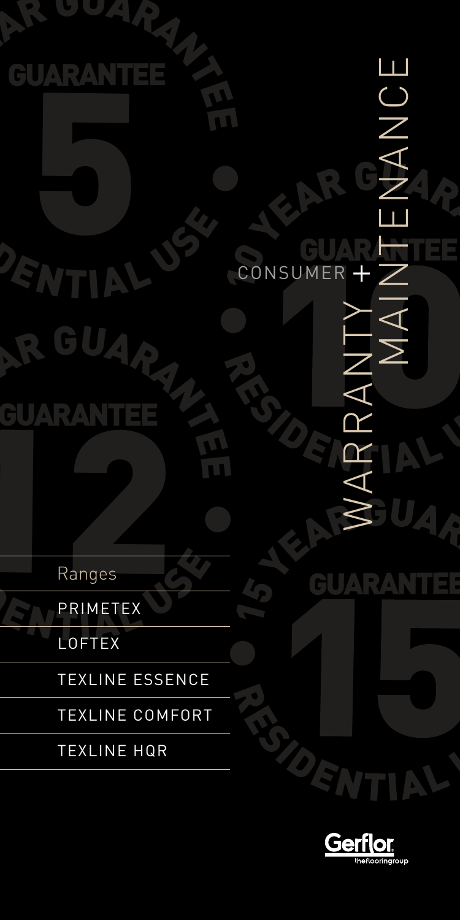# CONSUMER + WARRANTY MAINTENANCE

Ranges

- PRIMETEX
- LOFTEX
- TEXLINE ESSENCE
- TEXLINE COMFORT
- TEXLINE HQR

Gerflor theflooringroup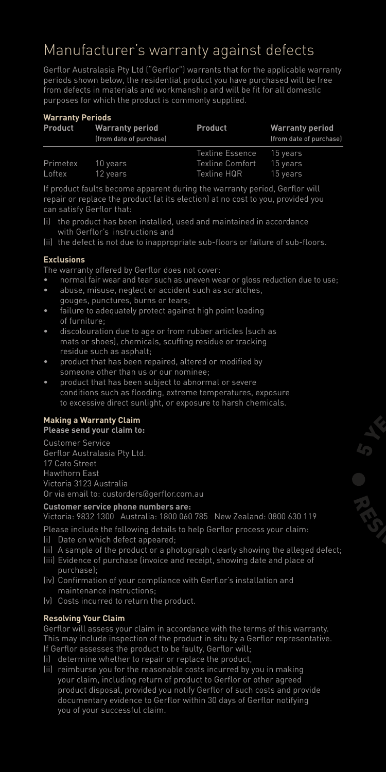# Manufacturer's warranty against defects

Gerflor Australasia Pty Ltd ("Gerflor") warrants that for the applicable warranty periods shown below, the residential product you have purchased will be free from defects in materials and workmanship and will be fit for all domestic purposes for which the product is commonly supplied.

**Warranty Periods**

| Product | Warranty period (from date of purchase) | Product | Warranty period (from date of purchase) |
|---|---|---|---|
| | | Texline Essence | 15 years |
| Primetex | 10 years | Texline Comfort | 15 years |
| Loftex | 12 years | Texline HQR | 15 years |

If product faults become apparent during the warranty period, Gerflor will repair or replace the product (at its election) at no cost to you, provided you can satisfy Gerflor that:

(i) the product has been installed, used and maintained in accordance with Gerflor's instructions and
(ii) the defect is not due to inappropriate sub-floors or failure of sub-floors.

**Exclusions**

The warranty offered by Gerflor does not cover:

- normal fair wear and tear such as uneven wear or gloss reduction due to use;
- abuse, misuse, neglect or accident such as scratches, gouges, punctures, burns or tears;
- failure to adequately protect against high point loading of furniture;
- discolouration due to age or from rubber articles (such as mats or shoes), chemicals, scuffing residue or tracking residue such as asphalt;
- product that has been repaired, altered or modified by someone other than us or our nominee;
- product that has been subject to abnormal or severe conditions such as flooding, extreme temperatures, exposure to excessive direct sunlight, or exposure to harsh chemicals.

**Making a Warranty Claim**

**Please send your claim to:**

Customer Service
Gerflor Australasia Pty Ltd.
17 Cato Street
Hawthorn East
Victoria 3123 Australia
Or via email to: custorders@gerflor.com.au

**Customer service phone numbers are:**

Victoria: 9832 1300 Australia: 1800 060 785 New Zealand: 0800 630 119

Please include the following details to help Gerflor process your claim:

(i) Date on which defect appeared;
(ii) A sample of the product or a photograph clearly showing the alleged defect;
(iii) Evidence of purchase (invoice and receipt, showing date and place of purchase);
(iv) Confirmation of your compliance with Gerflor's installation and maintenance instructions;
(v) Costs incurred to return the product.

**Resolving Your Claim**

Gerflor will assess your claim in accordance with the terms of this warranty. This may include inspection of the product in situ by a Gerflor representative. If Gerflor assesses the product to be faulty, Gerflor will;

(i) determine whether to repair or replace the product,
(ii) reimburse you for the reasonable costs incurred by you in making your claim, including return of product to Gerflor or other agreed product disposal, provided you notify Gerflor of such costs and provide documentary evidence to Gerflor within 30 days of Gerflor notifying you of your successful claim.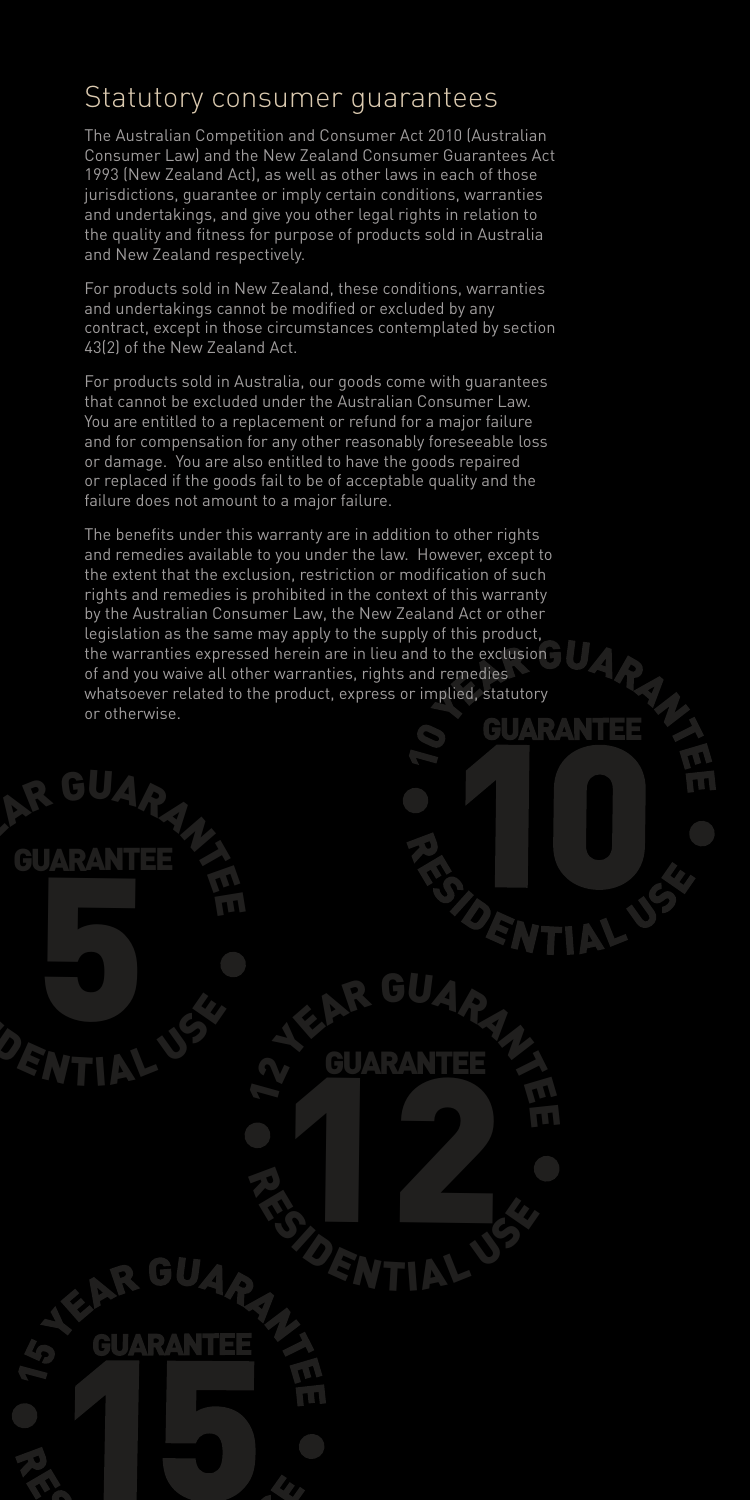## Statutory consumer guarantees

The Australian Competition and Consumer Act 2010 (Australian Consumer Law) and the New Zealand Consumer Guarantees Act 1993 (New Zealand Act), as well as other laws in each of those jurisdictions, guarantee or imply certain conditions, warranties and undertakings, and give you other legal rights in relation to the quality and fitness for purpose of products sold in Australia and New Zealand respectively.

For products sold in New Zealand, these conditions, warranties and undertakings cannot be modified or excluded by any contract, except in those circumstances contemplated by section 43(2) of the New Zealand Act.

For products sold in Australia, our goods come with guarantees that cannot be excluded under the Australian Consumer Law. You are entitled to a replacement or refund for a major failure and for compensation for any other reasonably foreseeable loss or damage. You are also entitled to have the goods repaired or replaced if the goods fail to be of acceptable quality and the failure does not amount to a major failure.

The benefits under this warranty are in addition to other rights and remedies available to you under the law. However, except to the extent that the exclusion, restriction or modification of such rights and remedies is prohibited in the context of this warranty by the Australian Consumer Law, the New Zealand Act or other legislation as the same may apply to the supply of this product, the warranties expressed herein are in lieu and to the exclusion of and you waive all other warranties, rights and remedies whatsoever related to the product, express or implied, statutory or otherwise.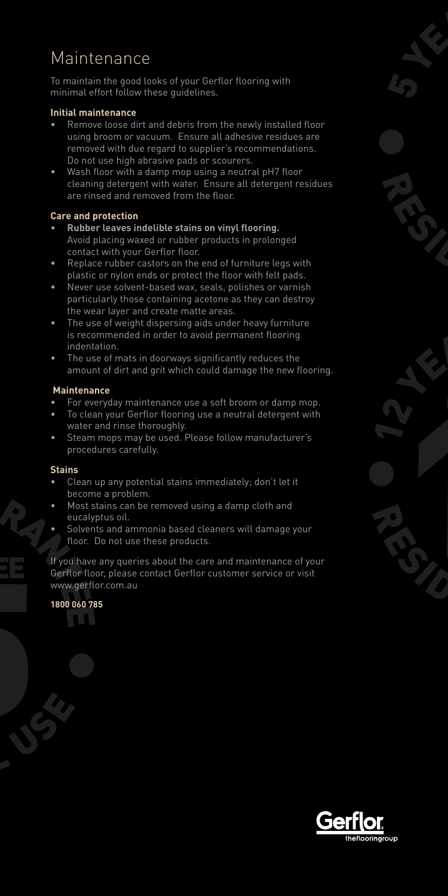# Maintenance

To maintain the good looks of your Gerflor flooring with minimal effort follow these guidelines.

### Initial maintenance

- Remove loose dirt and debris from the newly installed floor using broom or vacuum. Ensure all adhesive residues are removed with due regard to supplier's recommendations. Do not use high abrasive pads or scourers.
- Wash floor with a damp mop using a neutral pH7 floor cleaning detergent with water. Ensure all detergent residues are rinsed and removed from the floor.

### Care and protection

- **Rubber leaves indelible stains on vinyl flooring.** Avoid placing waxed or rubber products in prolonged contact with your Gerflor floor.
- Replace rubber castors on the end of furniture legs with plastic or nylon ends or protect the floor with felt pads.
- Never use solvent-based wax, seals, polishes or varnish particularly those containing acetone as they can destroy the wear layer and create matte areas.
- The use of weight dispersing aids under heavy furniture is recommended in order to avoid permanent flooring indentation.
- The use of mats in doorways significantly reduces the amount of dirt and grit which could damage the new flooring.

### Maintenance

- For everyday maintenance use a soft broom or damp mop.
- To clean your Gerflor flooring use a neutral detergent with water and rinse thoroughly.
- Steam mops may be used. Please follow manufacturer's procedures carefully.

### Stains

- Clean up any potential stains immediately; don't let it become a problem.
- Most stains can be removed using a damp cloth and eucalyptus oil.
- Solvents and ammonia based cleaners will damage your floor. Do not use these products.

If you have any queries about the care and maintenance of your Gerflor floor, please contact Gerflor customer service or visit www.gerflor.com.au

**1800 060 785**

Gerflor
theflooringroup